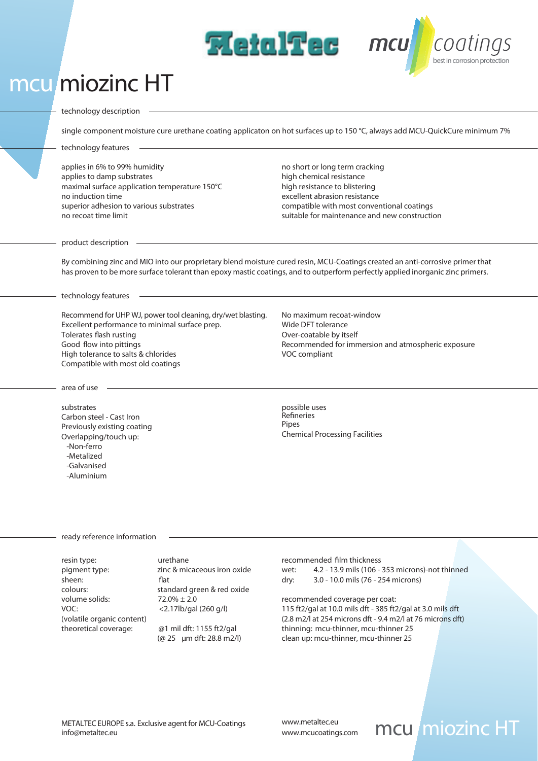MetalTec — mcu coatings — best in corrosion protection

# mcu miozinc HT

## technology description

single component moisture cure urethane coating applicaton on hot surfaces up to 150 °C, always add MCU-QuickCure minimum 7%

## technology features

applies in 6% to 99% humidity
applies to damp substrates
maximal surface application temperature 150°C
no induction time
superior adhesion to various substrates
no recoat time limit

no short or long term cracking
high chemical resistance
high resistance to blistering
excellent abrasion resistance
compatible with most conventional coatings
suitable for maintenance and new construction

## product description

By combining zinc and MIO into our proprietary blend moisture cured resin, MCU-Coatings created an anti-corrosive primer that has proven to be more surface tolerant than epoxy mastic coatings, and to outperform perfectly applied inorganic zinc primers.

## technology features

Recommend for UHP WJ, power tool cleaning, dry/wet blasting.
Excellent performance to minimal surface prep.
Tolerates flash rusting
Good flow into pittings
High tolerance to salts & chlorides
Compatible with most old coatings

No maximum recoat-window
Wide DFT tolerance
Over-coatable by itself
Recommended for immersion and atmospheric exposure
VOC compliant

## area of use

substrates
Carbon steel - Cast Iron
Previously existing coating
Overlapping/touch up:
- -Non-ferro
- -Metalized
- -Galvanised
- -Aluminium

possible uses
Refineries
Pipes
Chemical Processing Facilities

## ready reference information

| | |
|---|---|
| resin type: | urethane |
| pigment type: | zinc & micaceous iron oxide |
| sheen: | flat |
| colours: | standard green & red oxide |
| volume solids: | 72.0% ± 2.0 |
| VOC: (volatile organic content) | <2.17lb/gal (260 g/l) |
| theoretical coverage: | @1 mil dft: 1155 ft2/gal (@ 25 µm dft: 28.8 m2/l) |

recommended film thickness
wet: 4.2 - 13.9 mils (106 - 353 microns)-not thinned
dry: 3.0 - 10.0 mils (76 - 254 microns)

recommended coverage per coat:
115 ft2/gal at 10.0 mils dft - 385 ft2/gal at 3.0 mils dft
(2.8 m2/l at 254 microns dft - 9.4 m2/l at 76 microns dft)
thinning: mcu-thinner, mcu-thinner 25
clean up: mcu-thinner, mcu-thinner 25

METALTEC EUROPE s.a. Exclusive agent for MCU-Coatings
info@metaltec.eu

www.metaltec.eu
www.mcucoatings.com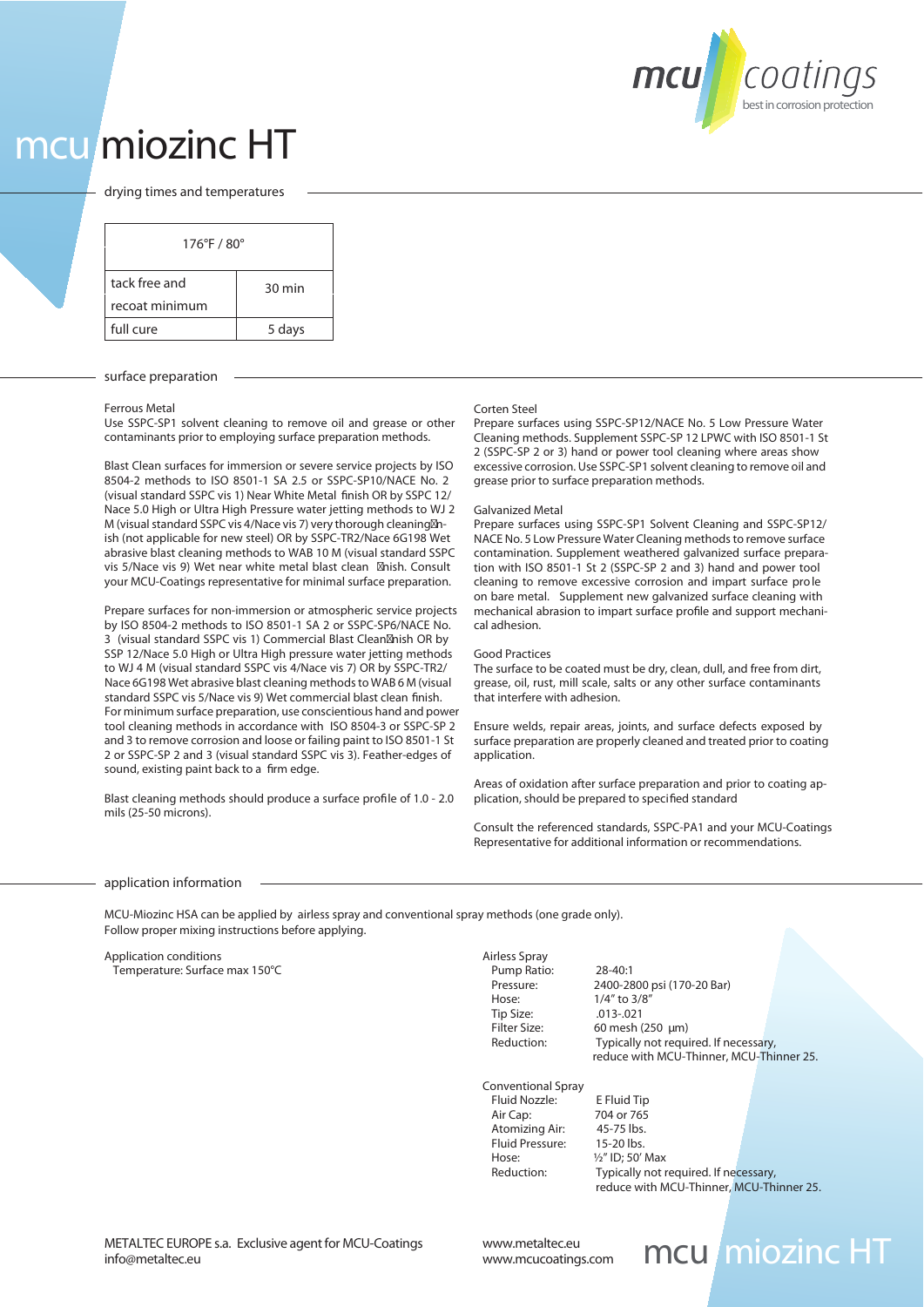# mcu miozinc HT

## drying times and temperatures

| 176°F / 80° | |
|---|---|
| tack free and recoat minimum | 30 min |
| full cure | 5 days |

## surface preparation

Ferrous Metal
Use SSPC-SP1 solvent cleaning to remove oil and grease or other contaminants prior to employing surface preparation methods.

Blast Clean surfaces for immersion or severe service projects by ISO 8504-2 methods to ISO 8501-1 SA 2.5 or SSPC-SP10/NACE No. 2 (visual standard SSPC vis 1) Near White Metal finish OR by SSPC 12/ Nace 5.0 High or Ultra High Pressure water jetting methods to WJ 2 M (visual standard SSPC vis 4/Nace vis 7) very thorough cleaning finish (not applicable for new steel) OR by SSPC-TR2/Nace 6G198 Wet abrasive blast cleaning methods to WAB 10 M (visual standard SSPC vis 5/Nace vis 9) Wet near white metal blast clean finish. Consult your MCU-Coatings representative for minimal surface preparation.

Prepare surfaces for non-immersion or atmospheric service projects by ISO 8504-2 methods to ISO 8501-1 SA 2 or SSPC-SP6/NACE No. 3 (visual standard SSPC vis 1) Commercial Blast Clean finish OR by SSP 12/Nace 5.0 High or Ultra High pressure water jetting methods to WJ 4 M (visual standard SSPC vis 4/Nace vis 7) OR by SSPC-TR2/ Nace 6G198 Wet abrasive blast cleaning methods to WAB 6 M (visual standard SSPC vis 5/Nace vis 9) Wet commercial blast clean finish. For minimum surface preparation, use conscientious hand and power tool cleaning methods in accordance with ISO 8504-3 or SSPC-SP 2 and 3 to remove corrosion and loose or failing paint to ISO 8501-1 St 2 or SSPC-SP 2 and 3 (visual standard SSPC vis 3). Feather-edges of sound, existing paint back to a firm edge.

Blast cleaning methods should produce a surface profile of 1.0 - 2.0 mils (25-50 microns).

Corten Steel
Prepare surfaces using SSPC-SP12/NACE No. 5 Low Pressure Water Cleaning methods. Supplement SSPC-SP 12 LPWC with ISO 8501-1 St 2 (SSPC-SP 2 or 3) hand or power tool cleaning where areas show excessive corrosion. Use SSPC-SP1 solvent cleaning to remove oil and grease prior to surface preparation methods.

Galvanized Metal
Prepare surfaces using SSPC-SP1 Solvent Cleaning and SSPC-SP12/ NACE No. 5 Low Pressure Water Cleaning methods to remove surface contamination. Supplement weathered galvanized surface preparation with ISO 8501-1 St 2 (SSPC-SP 2 and 3) hand and power tool cleaning to remove excessive corrosion and impart surface profile on bare metal. Supplement new galvanized surface cleaning with mechanical abrasion to impart surface profile and support mechanical adhesion.

Good Practices
The surface to be coated must be dry, clean, dull, and free from dirt, grease, oil, rust, mill scale, salts or any other surface contaminants that interfere with adhesion.

Ensure welds, repair areas, joints, and surface defects exposed by surface preparation are properly cleaned and treated prior to coating application.

Areas of oxidation after surface preparation and prior to coating application, should be prepared to specified standard

Consult the referenced standards, SSPC-PA1 and your MCU-Coatings Representative for additional information or recommendations.

## application information

MCU-Miozinc HSA can be applied by airless spray and conventional spray methods (one grade only).
Follow proper mixing instructions before applying.

Application conditions
Temperature: Surface max 150°C

Airless Spray

| | |
|---|---|
| Pump Ratio: | 28-40:1 |
| Pressure: | 2400-2800 psi (170-20 Bar) |
| Hose: | 1/4" to 3/8" |
| Tip Size: | .013-.021 |
| Filter Size: | 60 mesh (250 µm) |
| Reduction: | Typically not required. If necessary, reduce with MCU-Thinner, MCU-Thinner 25. |

Conventional Spray

| | |
|---|---|
| Fluid Nozzle: | E Fluid Tip |
| Air Cap: | 704 or 765 |
| Atomizing Air: | 45-75 lbs. |
| Fluid Pressure: | 15-20 lbs. |
| Hose: | ½" ID; 50' Max |
| Reduction: | Typically not required. If necessary, reduce with MCU-Thinner, MCU-Thinner 25. |

METALTEC EUROPE s.a. Exclusive agent for MCU-Coatings
info@metaltec.eu

www.metaltec.eu
www.mcucoatings.com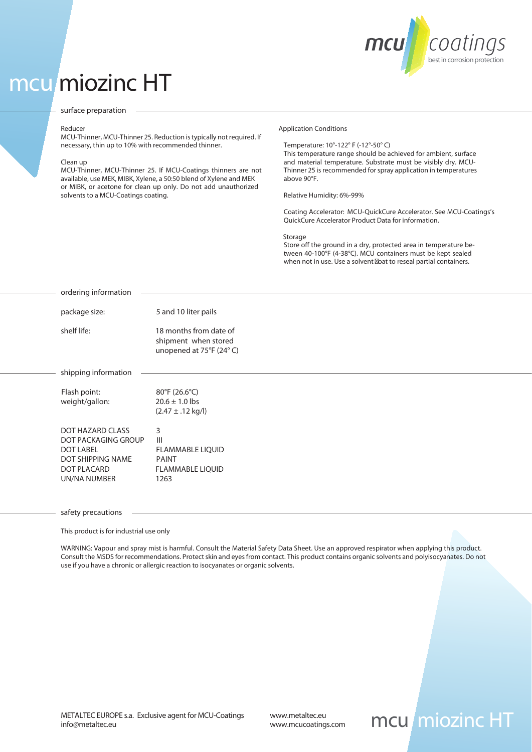# mcu miozinc HT

## surface preparation

Reducer
MCU-Thinner, MCU-Thinner 25. Reduction is typically not required. If necessary, thin up to 10% with recommended thinner.

Clean up
MCU-Thinner, MCU-Thinner 25. If MCU-Coatings thinners are not available, use MEK, MIBK, Xylene, a 50:50 blend of Xylene and MEK or MIBK, or acetone for clean up only. Do not add unauthorized solvents to a MCU-Coatings coating.

Application Conditions

Temperature: 10°-122° F (-12°-50° C)
This temperature range should be achieved for ambient, surface and material temperature. Substrate must be visibly dry. MCU-Thinner 25 is recommended for spray application in temperatures above 90°F.

Relative Humidity: 6%-99%

Coating Accelerator: MCU-QuickCure Accelerator. See MCU-Coatings's QuickCure Accelerator Product Data for information.

Storage
Store off the ground in a dry, protected area in temperature between 40-100°F (4-38°C). MCU containers must be kept sealed when not in use. Use a solvent float to reseal partial containers.

## ordering information

| | |
|---|---|
| package size: | 5 and 10 liter pails |
| shelf life: | 18 months from date of shipment when stored unopened at 75°F (24° C) |

## shipping information

| | |
|---|---|
| Flash point: | 80°F (26.6°C) |
| weight/gallon: | 20.6 ± 1.0 lbs (2.47 ± .12 kg/l) |
| DOT HAZARD CLASS | 3 |
| DOT PACKAGING GROUP | III |
| DOT LABEL | FLAMMABLE LIQUID |
| DOT SHIPPING NAME | PAINT |
| DOT PLACARD | FLAMMABLE LIQUID |
| UN/NA NUMBER | 1263 |

## safety precautions

This product is for industrial use only

WARNING: Vapour and spray mist is harmful. Consult the Material Safety Data Sheet. Use an approved respirator when applying this product. Consult the MSDS for recommendations. Protect skin and eyes from contact. This product contains organic solvents and polyisocyanates. Do not use if you have a chronic or allergic reaction to isocyanates or organic solvents.

METALTEC EUROPE s.a. Exclusive agent for MCU-Coatings
info@metaltec.eu

www.metaltec.eu
www.mcucoatings.com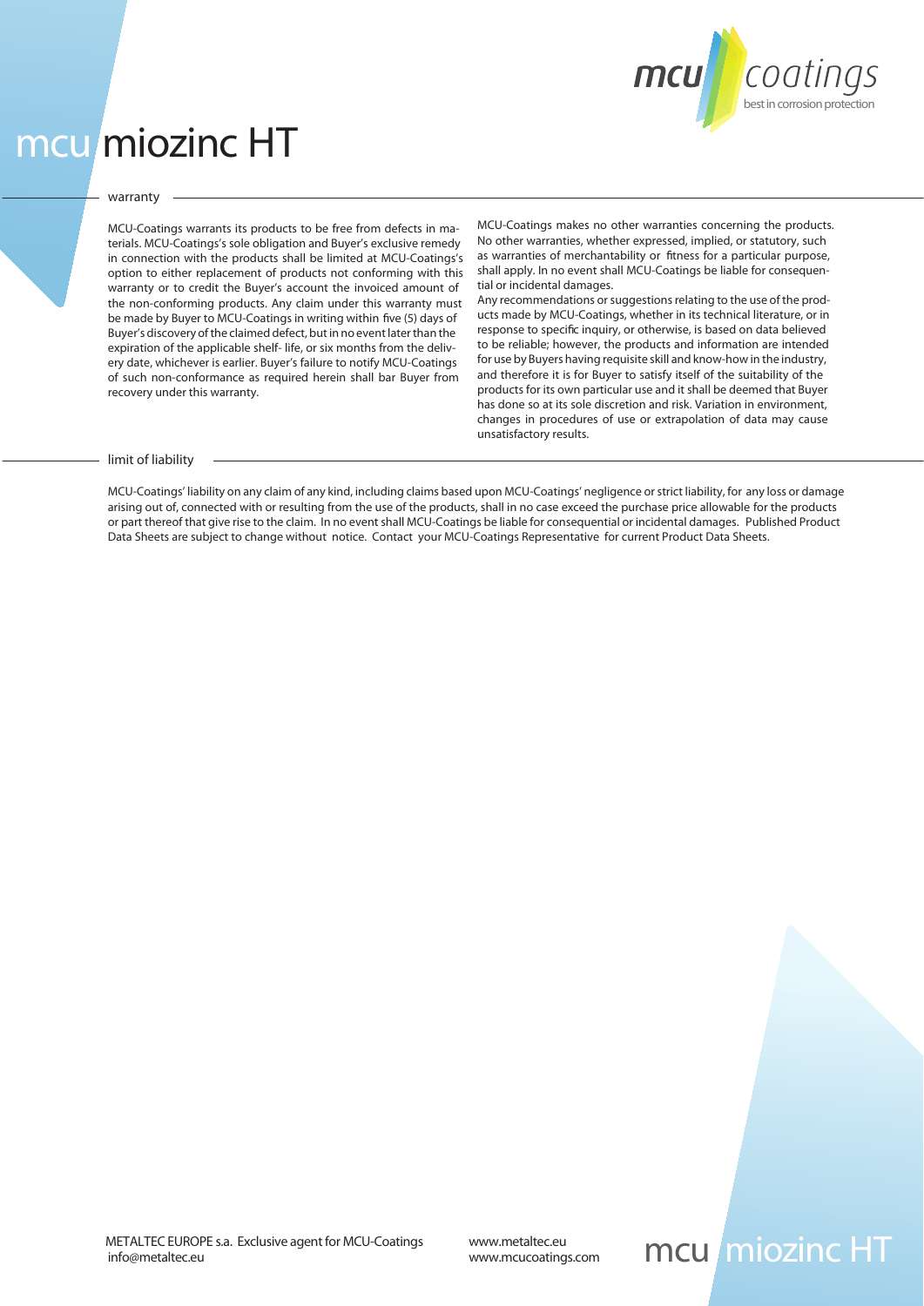# mcu miozinc HT

## warranty

MCU-Coatings warrants its products to be free from defects in materials. MCU-Coatings's sole obligation and Buyer's exclusive remedy in connection with the products shall be limited at MCU-Coatings's option to either replacement of products not conforming with this warranty or to credit the Buyer's account the invoiced amount of the non-conforming products. Any claim under this warranty must be made by Buyer to MCU-Coatings in writing within five (5) days of Buyer's discovery of the claimed defect, but in no event later than the expiration of the applicable shelf- life, or six months from the delivery date, whichever is earlier. Buyer's failure to notify MCU-Coatings of such non-conformance as required herein shall bar Buyer from recovery under this warranty.

MCU-Coatings makes no other warranties concerning the products. No other warranties, whether expressed, implied, or statutory, such as warranties of merchantability or fitness for a particular purpose, shall apply. In no event shall MCU-Coatings be liable for consequential or incidental damages.

Any recommendations or suggestions relating to the use of the products made by MCU-Coatings, whether in its technical literature, or in response to specific inquiry, or otherwise, is based on data believed to be reliable; however, the products and information are intended for use by Buyers having requisite skill and know-how in the industry, and therefore it is for Buyer to satisfy itself of the suitability of the products for its own particular use and it shall be deemed that Buyer has done so at its sole discretion and risk. Variation in environment, changes in procedures of use or extrapolation of data may cause unsatisfactory results.

## limit of liability

MCU-Coatings' liability on any claim of any kind, including claims based upon MCU-Coatings' negligence or strict liability, for any loss or damage arising out of, connected with or resulting from the use of the products, shall in no case exceed the purchase price allowable for the products or part thereof that give rise to the claim. In no event shall MCU-Coatings be liable for consequential or incidental damages. Published Product Data Sheets are subject to change without notice. Contact your MCU-Coatings Representative for current Product Data Sheets.